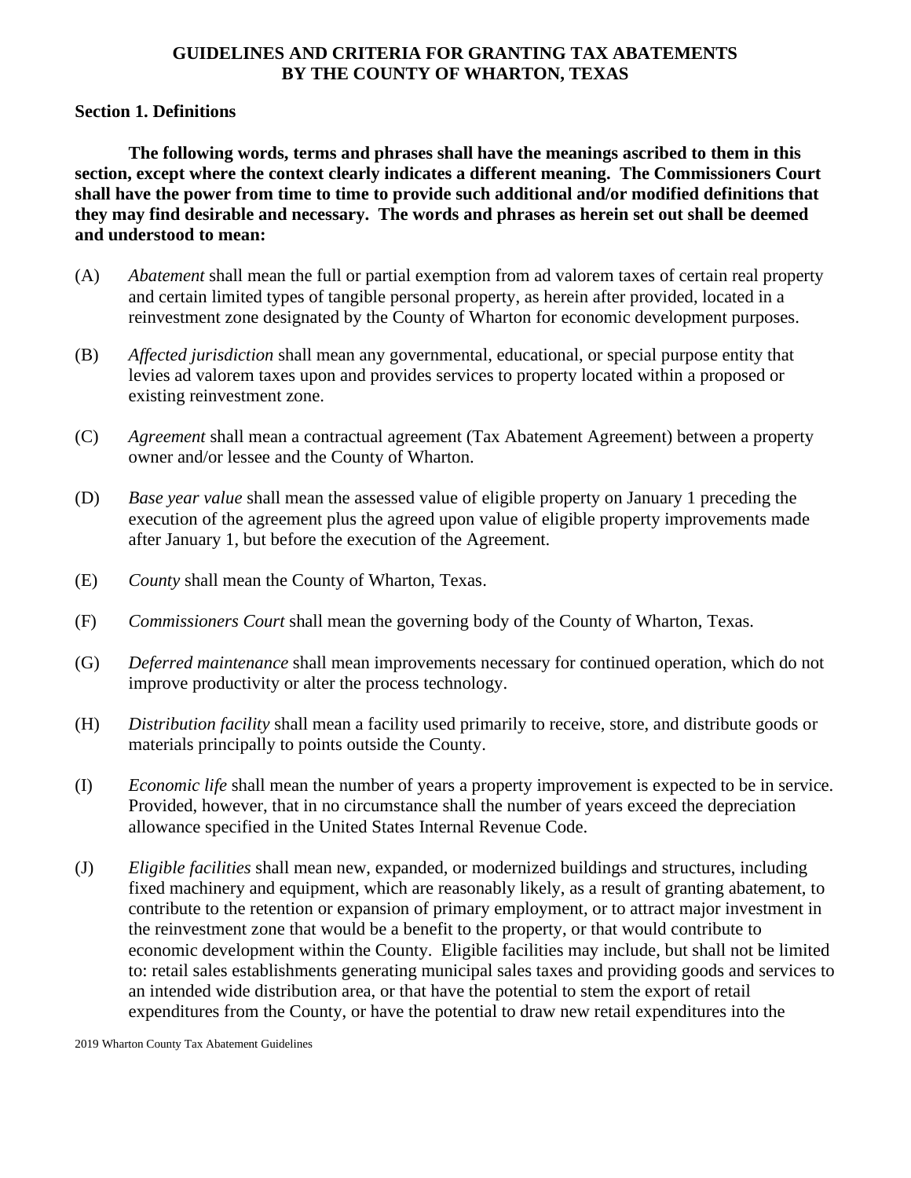# GUIDELINES AND CRITERIA FOR GRANTING TAX ABATEMENTS BY THE COUNTY OF WHARTON, TEXAS

## Section 1. Definitions

**The following words, terms and phrases shall have the meanings ascribed to them in this section, except where the context clearly indicates a different meaning. The Commissioners Court shall have the power from time to time to provide such additional and/or modified definitions that they may find desirable and necessary. The words and phrases as herein set out shall be deemed and understood to mean:**

(A) *Abatement* shall mean the full or partial exemption from ad valorem taxes of certain real property and certain limited types of tangible personal property, as herein after provided, located in a reinvestment zone designated by the County of Wharton for economic development purposes.

(B) *Affected jurisdiction* shall mean any governmental, educational, or special purpose entity that levies ad valorem taxes upon and provides services to property located within a proposed or existing reinvestment zone.

(C) *Agreement* shall mean a contractual agreement (Tax Abatement Agreement) between a property owner and/or lessee and the County of Wharton.

(D) *Base year value* shall mean the assessed value of eligible property on January 1 preceding the execution of the agreement plus the agreed upon value of eligible property improvements made after January 1, but before the execution of the Agreement.

(E) *County* shall mean the County of Wharton, Texas.

(F) *Commissioners Court* shall mean the governing body of the County of Wharton, Texas.

(G) *Deferred maintenance* shall mean improvements necessary for continued operation, which do not improve productivity or alter the process technology.

(H) *Distribution facility* shall mean a facility used primarily to receive, store, and distribute goods or materials principally to points outside the County.

(I) *Economic life* shall mean the number of years a property improvement is expected to be in service. Provided, however, that in no circumstance shall the number of years exceed the depreciation allowance specified in the United States Internal Revenue Code.

(J) *Eligible facilities* shall mean new, expanded, or modernized buildings and structures, including fixed machinery and equipment, which are reasonably likely, as a result of granting abatement, to contribute to the retention or expansion of primary employment, or to attract major investment in the reinvestment zone that would be a benefit to the property, or that would contribute to economic development within the County. Eligible facilities may include, but shall not be limited to: retail sales establishments generating municipal sales taxes and providing goods and services to an intended wide distribution area, or that have the potential to stem the export of retail expenditures from the County, or have the potential to draw new retail expenditures into the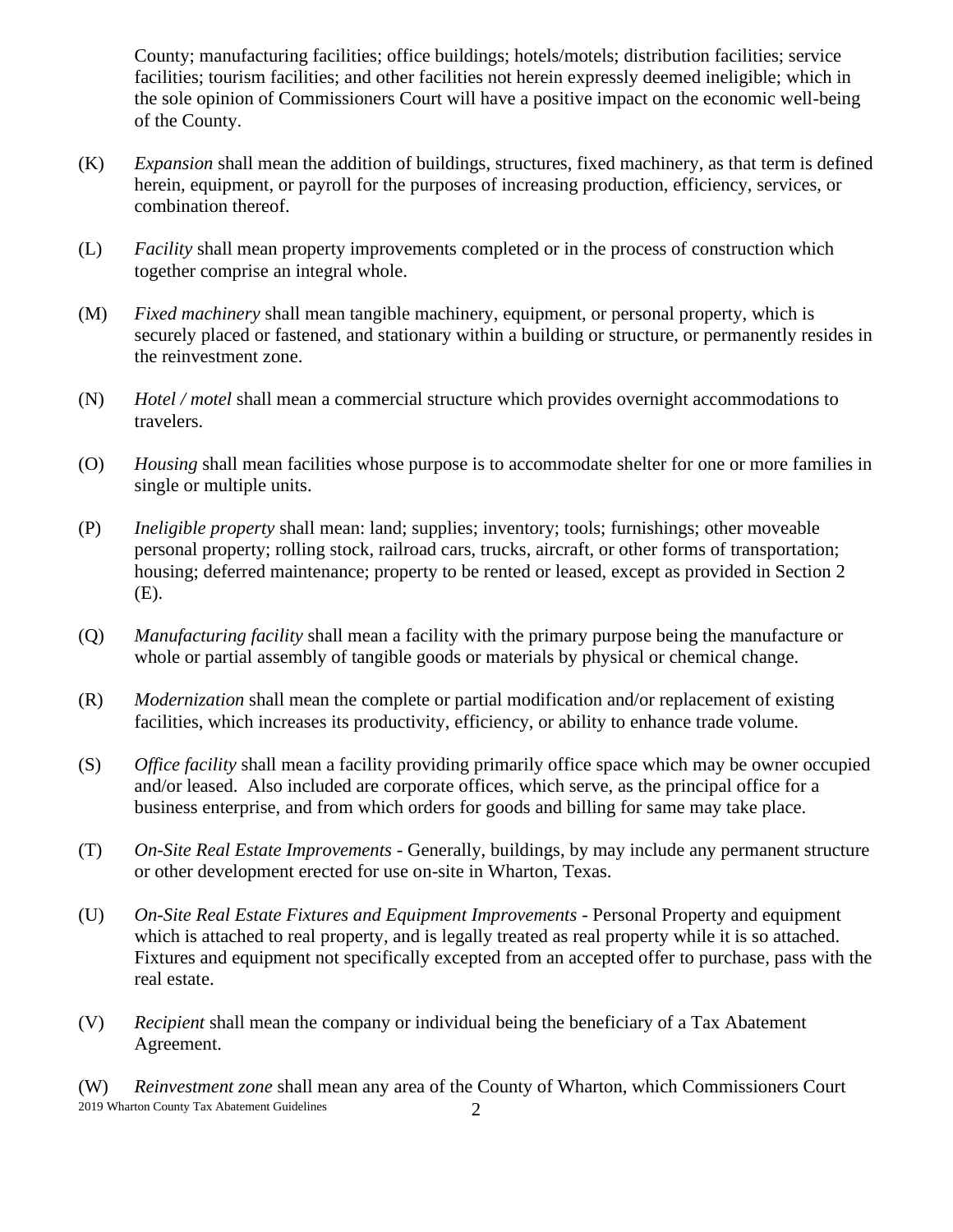County; manufacturing facilities; office buildings; hotels/motels; distribution facilities; service facilities; tourism facilities; and other facilities not herein expressly deemed ineligible; which in the sole opinion of Commissioners Court will have a positive impact on the economic well-being of the County.

(K) *Expansion* shall mean the addition of buildings, structures, fixed machinery, as that term is defined herein, equipment, or payroll for the purposes of increasing production, efficiency, services, or combination thereof.

(L) *Facility* shall mean property improvements completed or in the process of construction which together comprise an integral whole.

(M) *Fixed machinery* shall mean tangible machinery, equipment, or personal property, which is securely placed or fastened, and stationary within a building or structure, or permanently resides in the reinvestment zone.

(N) *Hotel / motel* shall mean a commercial structure which provides overnight accommodations to travelers.

(O) *Housing* shall mean facilities whose purpose is to accommodate shelter for one or more families in single or multiple units.

(P) *Ineligible property* shall mean: land; supplies; inventory; tools; furnishings; other moveable personal property; rolling stock, railroad cars, trucks, aircraft, or other forms of transportation; housing; deferred maintenance; property to be rented or leased, except as provided in Section 2 (E).

(Q) *Manufacturing facility* shall mean a facility with the primary purpose being the manufacture or whole or partial assembly of tangible goods or materials by physical or chemical change.

(R) *Modernization* shall mean the complete or partial modification and/or replacement of existing facilities, which increases its productivity, efficiency, or ability to enhance trade volume.

(S) *Office facility* shall mean a facility providing primarily office space which may be owner occupied and/or leased. Also included are corporate offices, which serve, as the principal office for a business enterprise, and from which orders for goods and billing for same may take place.

(T) *On-Site Real Estate Improvements* - Generally, buildings, by may include any permanent structure or other development erected for use on-site in Wharton, Texas.

(U) *On-Site Real Estate Fixtures and Equipment Improvements* - Personal Property and equipment which is attached to real property, and is legally treated as real property while it is so attached. Fixtures and equipment not specifically excepted from an accepted offer to purchase, pass with the real estate.

(V) *Recipient* shall mean the company or individual being the beneficiary of a Tax Abatement Agreement.

(W) *Reinvestment zone* shall mean any area of the County of Wharton, which Commissioners Court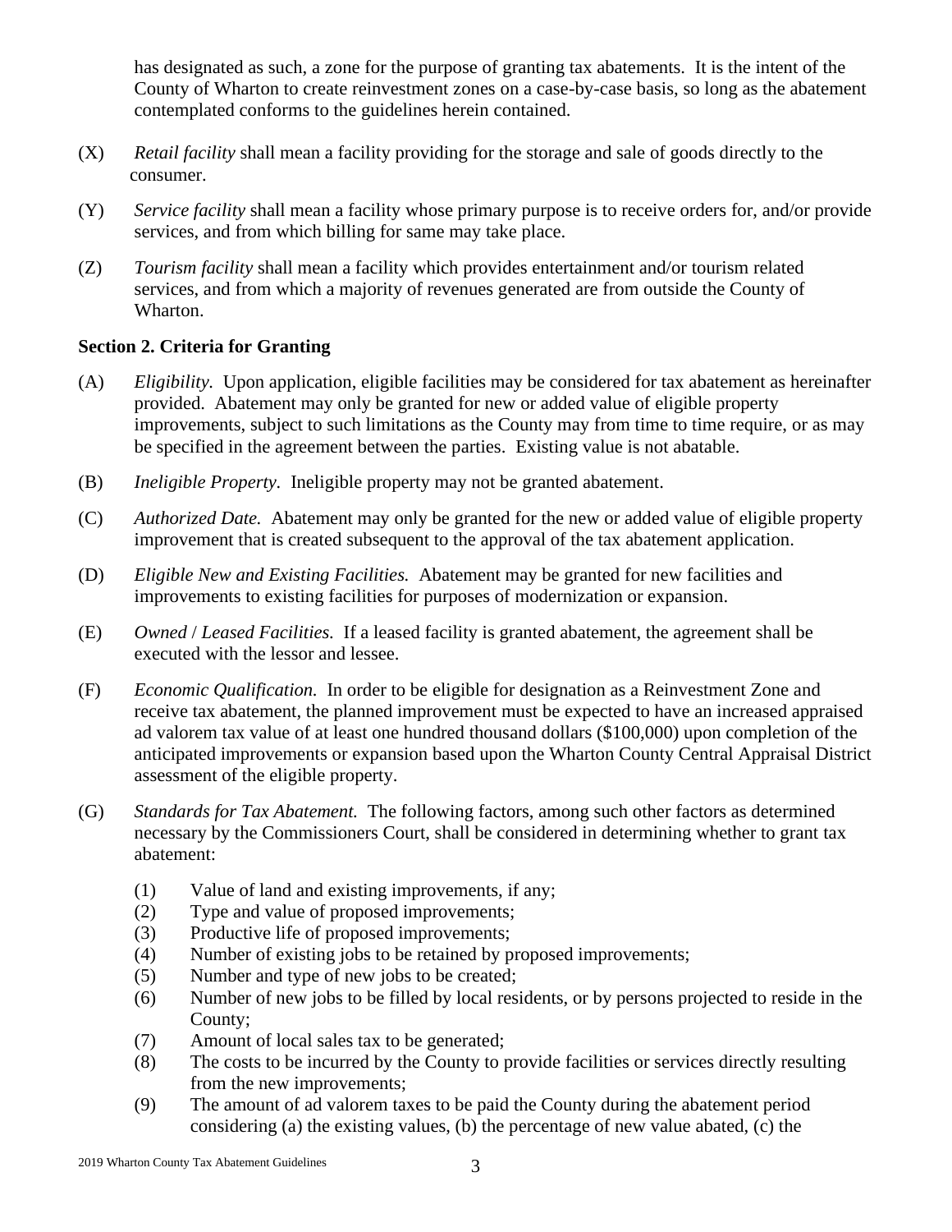has designated as such, a zone for the purpose of granting tax abatements. It is the intent of the County of Wharton to create reinvestment zones on a case-by-case basis, so long as the abatement contemplated conforms to the guidelines herein contained.

(X) *Retail facility* shall mean a facility providing for the storage and sale of goods directly to the consumer.

(Y) *Service facility* shall mean a facility whose primary purpose is to receive orders for, and/or provide services, and from which billing for same may take place.

(Z) *Tourism facility* shall mean a facility which provides entertainment and/or tourism related services, and from which a majority of revenues generated are from outside the County of Wharton.

**Section 2. Criteria for Granting**

(A) *Eligibility.* Upon application, eligible facilities may be considered for tax abatement as hereinafter provided. Abatement may only be granted for new or added value of eligible property improvements, subject to such limitations as the County may from time to time require, or as may be specified in the agreement between the parties. Existing value is not abatable.

(B) *Ineligible Property.* Ineligible property may not be granted abatement.

(C) *Authorized Date.* Abatement may only be granted for the new or added value of eligible property improvement that is created subsequent to the approval of the tax abatement application.

(D) *Eligible New and Existing Facilities.* Abatement may be granted for new facilities and improvements to existing facilities for purposes of modernization or expansion.

(E) *Owned* / *Leased Facilities.* If a leased facility is granted abatement, the agreement shall be executed with the lessor and lessee.

(F) *Economic Qualification.* In order to be eligible for designation as a Reinvestment Zone and receive tax abatement, the planned improvement must be expected to have an increased appraised ad valorem tax value of at least one hundred thousand dollars ($100,000) upon completion of the anticipated improvements or expansion based upon the Wharton County Central Appraisal District assessment of the eligible property.

(G) *Standards for Tax Abatement.* The following factors, among such other factors as determined necessary by the Commissioners Court, shall be considered in determining whether to grant tax abatement:

(1) Value of land and existing improvements, if any;
(2) Type and value of proposed improvements;
(3) Productive life of proposed improvements;
(4) Number of existing jobs to be retained by proposed improvements;
(5) Number and type of new jobs to be created;
(6) Number of new jobs to be filled by local residents, or by persons projected to reside in the County;
(7) Amount of local sales tax to be generated;
(8) The costs to be incurred by the County to provide facilities or services directly resulting from the new improvements;
(9) The amount of ad valorem taxes to be paid the County during the abatement period considering (a) the existing values, (b) the percentage of new value abated, (c) the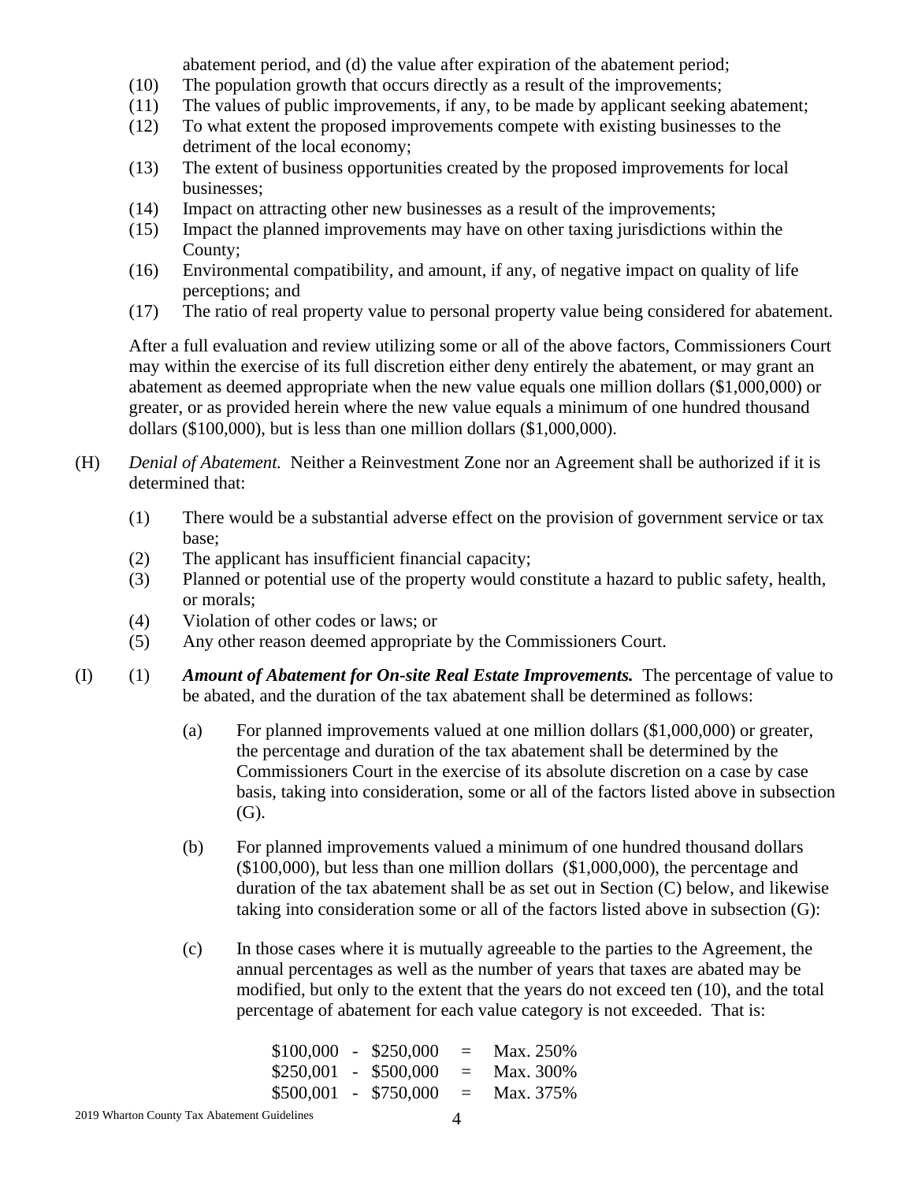abatement period, and (d) the value after expiration of the abatement period;

(10) The population growth that occurs directly as a result of the improvements;

(11) The values of public improvements, if any, to be made by applicant seeking abatement;

(12) To what extent the proposed improvements compete with existing businesses to the detriment of the local economy;

(13) The extent of business opportunities created by the proposed improvements for local businesses;

(14) Impact on attracting other new businesses as a result of the improvements;

(15) Impact the planned improvements may have on other taxing jurisdictions within the County;

(16) Environmental compatibility, and amount, if any, of negative impact on quality of life perceptions; and

(17) The ratio of real property value to personal property value being considered for abatement.

After a full evaluation and review utilizing some or all of the above factors, Commissioners Court may within the exercise of its full discretion either deny entirely the abatement, or may grant an abatement as deemed appropriate when the new value equals one million dollars ($1,000,000) or greater, or as provided herein where the new value equals a minimum of one hundred thousand dollars ($100,000), but is less than one million dollars ($1,000,000).

(H) *Denial of Abatement.* Neither a Reinvestment Zone nor an Agreement shall be authorized if it is determined that:

(1) There would be a substantial adverse effect on the provision of government service or tax base;

(2) The applicant has insufficient financial capacity;

(3) Planned or potential use of the property would constitute a hazard to public safety, health, or morals;

(4) Violation of other codes or laws; or

(5) Any other reason deemed appropriate by the Commissioners Court.

(I) (1) ***Amount of Abatement for On-site Real Estate Improvements.*** The percentage of value to be abated, and the duration of the tax abatement shall be determined as follows:

(a) For planned improvements valued at one million dollars ($1,000,000) or greater, the percentage and duration of the tax abatement shall be determined by the Commissioners Court in the exercise of its absolute discretion on a case by case basis, taking into consideration, some or all of the factors listed above in subsection (G).

(b) For planned improvements valued a minimum of one hundred thousand dollars ($100,000), but less than one million dollars ($1,000,000), the percentage and duration of the tax abatement shall be as set out in Section (C) below, and likewise taking into consideration some or all of the factors listed above in subsection (G):

(c) In those cases where it is mutually agreeable to the parties to the Agreement, the annual percentages as well as the number of years that taxes are abated may be modified, but only to the extent that the years do not exceed ten (10), and the total percentage of abatement for each value category is not exceeded. That is:

$100,000 - $250,000 = Max. 250%
$250,001 - $500,000 = Max. 300%
$500,001 - $750,000 = Max. 375%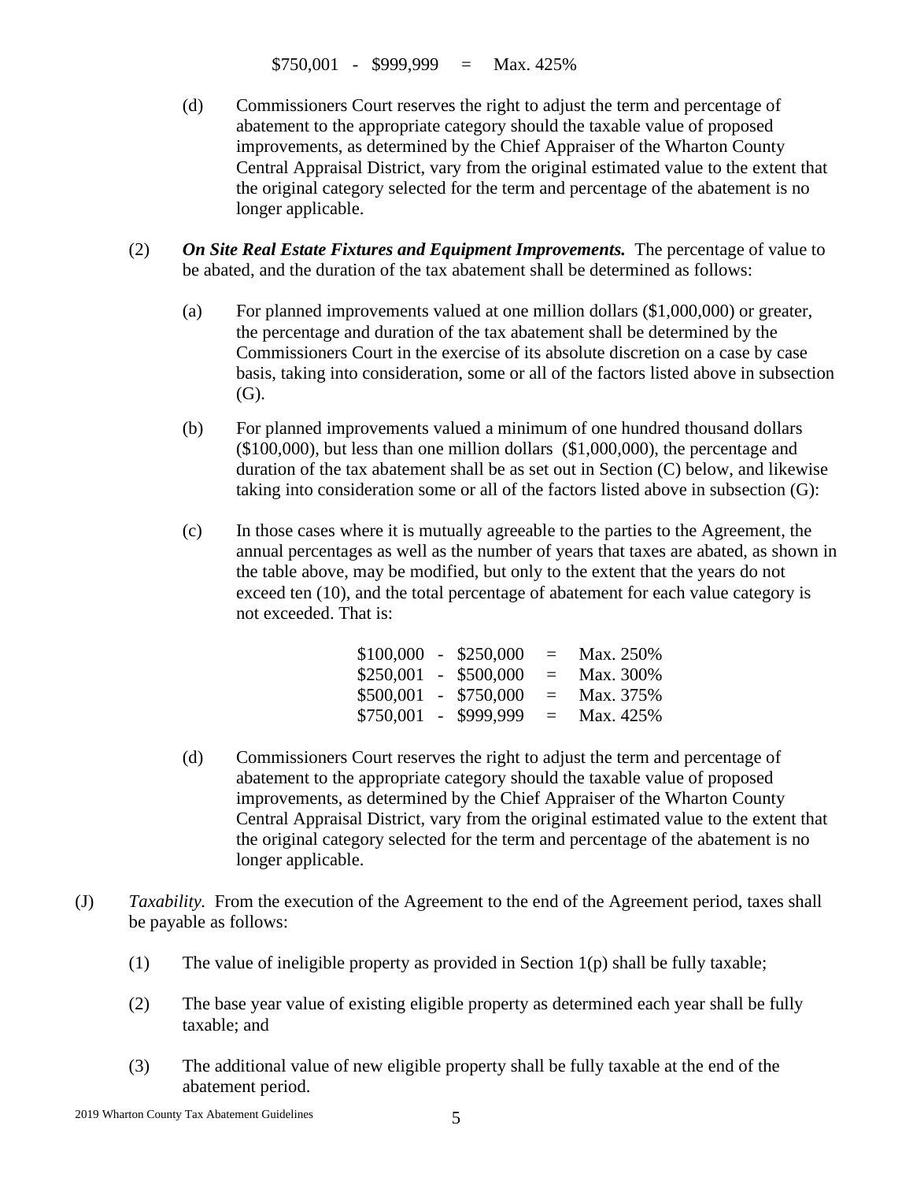$750,001 - $999,999 = Max. 425%

(d) Commissioners Court reserves the right to adjust the term and percentage of abatement to the appropriate category should the taxable value of proposed improvements, as determined by the Chief Appraiser of the Wharton County Central Appraisal District, vary from the original estimated value to the extent that the original category selected for the term and percentage of the abatement is no longer applicable.

(2) ***On Site Real Estate Fixtures and Equipment Improvements.*** The percentage of value to be abated, and the duration of the tax abatement shall be determined as follows:

(a) For planned improvements valued at one million dollars ($1,000,000) or greater, the percentage and duration of the tax abatement shall be determined by the Commissioners Court in the exercise of its absolute discretion on a case by case basis, taking into consideration, some or all of the factors listed above in subsection (G).

(b) For planned improvements valued a minimum of one hundred thousand dollars ($100,000), but less than one million dollars ($1,000,000), the percentage and duration of the tax abatement shall be as set out in Section (C) below, and likewise taking into consideration some or all of the factors listed above in subsection (G):

(c) In those cases where it is mutually agreeable to the parties to the Agreement, the annual percentages as well as the number of years that taxes are abated, as shown in the table above, may be modified, but only to the extent that the years do not exceed ten (10), and the total percentage of abatement for each value category is not exceeded. That is:

$100,000 - $250,000 = Max. 250%
$250,001 - $500,000 = Max. 300%
$500,001 - $750,000 = Max. 375%
$750,001 - $999,999 = Max. 425%

(d) Commissioners Court reserves the right to adjust the term and percentage of abatement to the appropriate category should the taxable value of proposed improvements, as determined by the Chief Appraiser of the Wharton County Central Appraisal District, vary from the original estimated value to the extent that the original category selected for the term and percentage of the abatement is no longer applicable.

(J) *Taxability.* From the execution of the Agreement to the end of the Agreement period, taxes shall be payable as follows:

(1) The value of ineligible property as provided in Section 1(p) shall be fully taxable;

(2) The base year value of existing eligible property as determined each year shall be fully taxable; and

(3) The additional value of new eligible property shall be fully taxable at the end of the abatement period.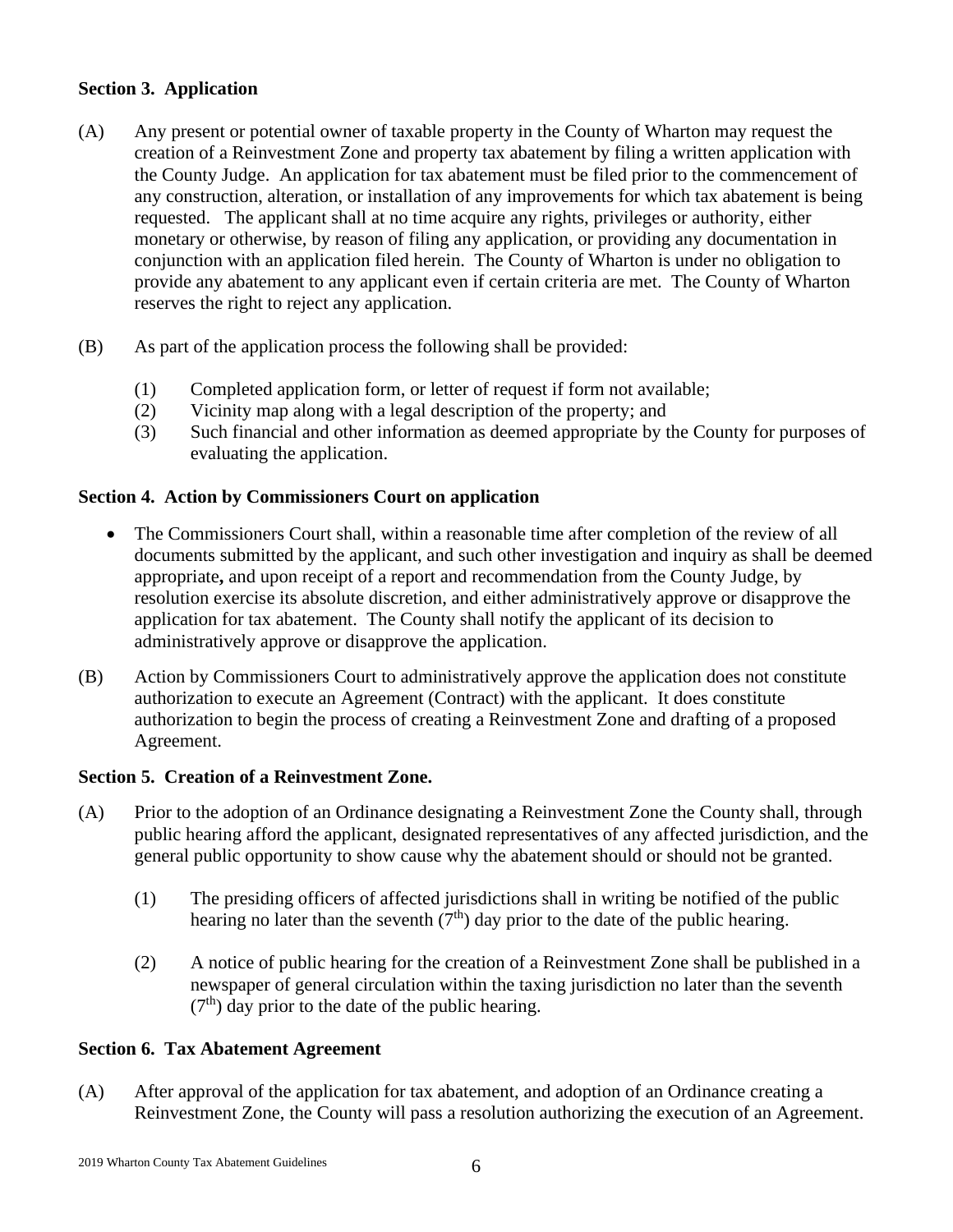**Section 3. Application**

(A) Any present or potential owner of taxable property in the County of Wharton may request the creation of a Reinvestment Zone and property tax abatement by filing a written application with the County Judge. An application for tax abatement must be filed prior to the commencement of any construction, alteration, or installation of any improvements for which tax abatement is being requested. The applicant shall at no time acquire any rights, privileges or authority, either monetary or otherwise, by reason of filing any application, or providing any documentation in conjunction with an application filed herein. The County of Wharton is under no obligation to provide any abatement to any applicant even if certain criteria are met. The County of Wharton reserves the right to reject any application.

(B) As part of the application process the following shall be provided:

(1) Completed application form, or letter of request if form not available;
(2) Vicinity map along with a legal description of the property; and
(3) Such financial and other information as deemed appropriate by the County for purposes of evaluating the application.

**Section 4. Action by Commissioners Court on application**

- The Commissioners Court shall, within a reasonable time after completion of the review of all documents submitted by the applicant, and such other investigation and inquiry as shall be deemed appropriate**,** and upon receipt of a report and recommendation from the County Judge, by resolution exercise its absolute discretion, and either administratively approve or disapprove the application for tax abatement. The County shall notify the applicant of its decision to administratively approve or disapprove the application.

(B) Action by Commissioners Court to administratively approve the application does not constitute authorization to execute an Agreement (Contract) with the applicant. It does constitute authorization to begin the process of creating a Reinvestment Zone and drafting of a proposed Agreement.

**Section 5. Creation of a Reinvestment Zone.**

(A) Prior to the adoption of an Ordinance designating a Reinvestment Zone the County shall, through public hearing afford the applicant, designated representatives of any affected jurisdiction, and the general public opportunity to show cause why the abatement should or should not be granted.

(1) The presiding officers of affected jurisdictions shall in writing be notified of the public hearing no later than the seventh (7th) day prior to the date of the public hearing.

(2) A notice of public hearing for the creation of a Reinvestment Zone shall be published in a newspaper of general circulation within the taxing jurisdiction no later than the seventh (7th) day prior to the date of the public hearing.

**Section 6. Tax Abatement Agreement**

(A) After approval of the application for tax abatement, and adoption of an Ordinance creating a Reinvestment Zone, the County will pass a resolution authorizing the execution of an Agreement.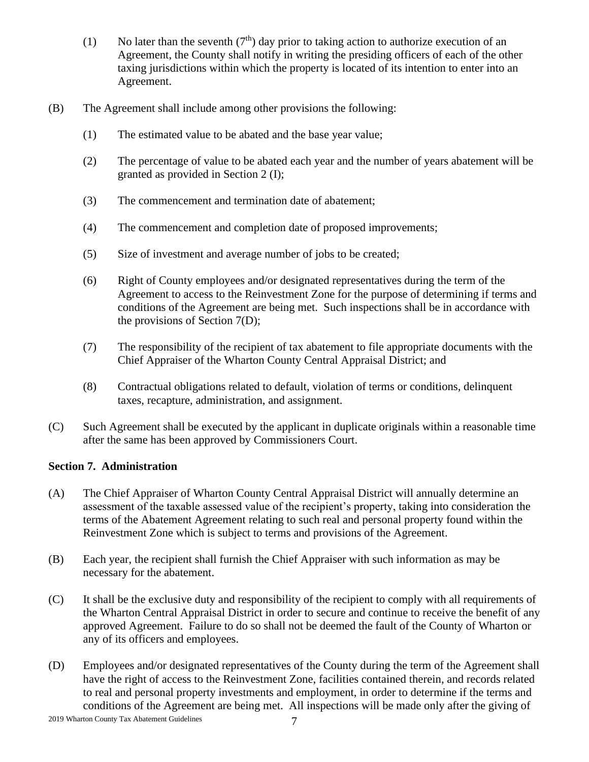(1) No later than the seventh (7th) day prior to taking action to authorize execution of an Agreement, the County shall notify in writing the presiding officers of each of the other taxing jurisdictions within which the property is located of its intention to enter into an Agreement.

(B) The Agreement shall include among other provisions the following:

(1) The estimated value to be abated and the base year value;

(2) The percentage of value to be abated each year and the number of years abatement will be granted as provided in Section 2 (I);

(3) The commencement and termination date of abatement;

(4) The commencement and completion date of proposed improvements;

(5) Size of investment and average number of jobs to be created;

(6) Right of County employees and/or designated representatives during the term of the Agreement to access to the Reinvestment Zone for the purpose of determining if terms and conditions of the Agreement are being met. Such inspections shall be in accordance with the provisions of Section 7(D);

(7) The responsibility of the recipient of tax abatement to file appropriate documents with the Chief Appraiser of the Wharton County Central Appraisal District; and

(8) Contractual obligations related to default, violation of terms or conditions, delinquent taxes, recapture, administration, and assignment.

(C) Such Agreement shall be executed by the applicant in duplicate originals within a reasonable time after the same has been approved by Commissioners Court.

**Section 7. Administration**

(A) The Chief Appraiser of Wharton County Central Appraisal District will annually determine an assessment of the taxable assessed value of the recipient's property, taking into consideration the terms of the Abatement Agreement relating to such real and personal property found within the Reinvestment Zone which is subject to terms and provisions of the Agreement.

(B) Each year, the recipient shall furnish the Chief Appraiser with such information as may be necessary for the abatement.

(C) It shall be the exclusive duty and responsibility of the recipient to comply with all requirements of the Wharton Central Appraisal District in order to secure and continue to receive the benefit of any approved Agreement. Failure to do so shall not be deemed the fault of the County of Wharton or any of its officers and employees.

(D) Employees and/or designated representatives of the County during the term of the Agreement shall have the right of access to the Reinvestment Zone, facilities contained therein, and records related to real and personal property investments and employment, in order to determine if the terms and conditions of the Agreement are being met. All inspections will be made only after the giving of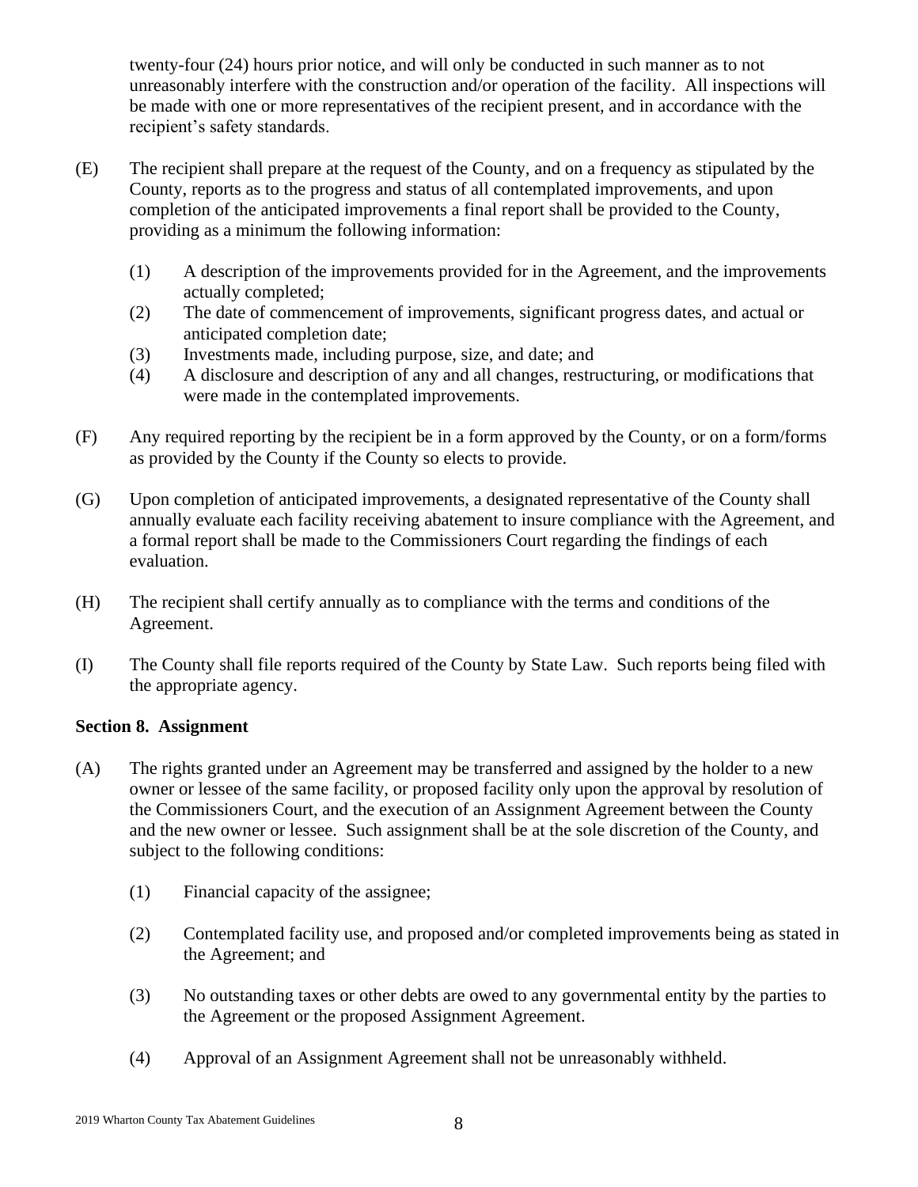twenty-four (24) hours prior notice, and will only be conducted in such manner as to not unreasonably interfere with the construction and/or operation of the facility. All inspections will be made with one or more representatives of the recipient present, and in accordance with the recipient's safety standards.

(E) The recipient shall prepare at the request of the County, and on a frequency as stipulated by the County, reports as to the progress and status of all contemplated improvements, and upon completion of the anticipated improvements a final report shall be provided to the County, providing as a minimum the following information:

(1) A description of the improvements provided for in the Agreement, and the improvements actually completed;
(2) The date of commencement of improvements, significant progress dates, and actual or anticipated completion date;
(3) Investments made, including purpose, size, and date; and
(4) A disclosure and description of any and all changes, restructuring, or modifications that were made in the contemplated improvements.

(F) Any required reporting by the recipient be in a form approved by the County, or on a form/forms as provided by the County if the County so elects to provide.

(G) Upon completion of anticipated improvements, a designated representative of the County shall annually evaluate each facility receiving abatement to insure compliance with the Agreement, and a formal report shall be made to the Commissioners Court regarding the findings of each evaluation.

(H) The recipient shall certify annually as to compliance with the terms and conditions of the Agreement.

(I) The County shall file reports required of the County by State Law. Such reports being filed with the appropriate agency.

**Section 8. Assignment**

(A) The rights granted under an Agreement may be transferred and assigned by the holder to a new owner or lessee of the same facility, or proposed facility only upon the approval by resolution of the Commissioners Court, and the execution of an Assignment Agreement between the County and the new owner or lessee. Such assignment shall be at the sole discretion of the County, and subject to the following conditions:

(1) Financial capacity of the assignee;

(2) Contemplated facility use, and proposed and/or completed improvements being as stated in the Agreement; and

(3) No outstanding taxes or other debts are owed to any governmental entity by the parties to the Agreement or the proposed Assignment Agreement.

(4) Approval of an Assignment Agreement shall not be unreasonably withheld.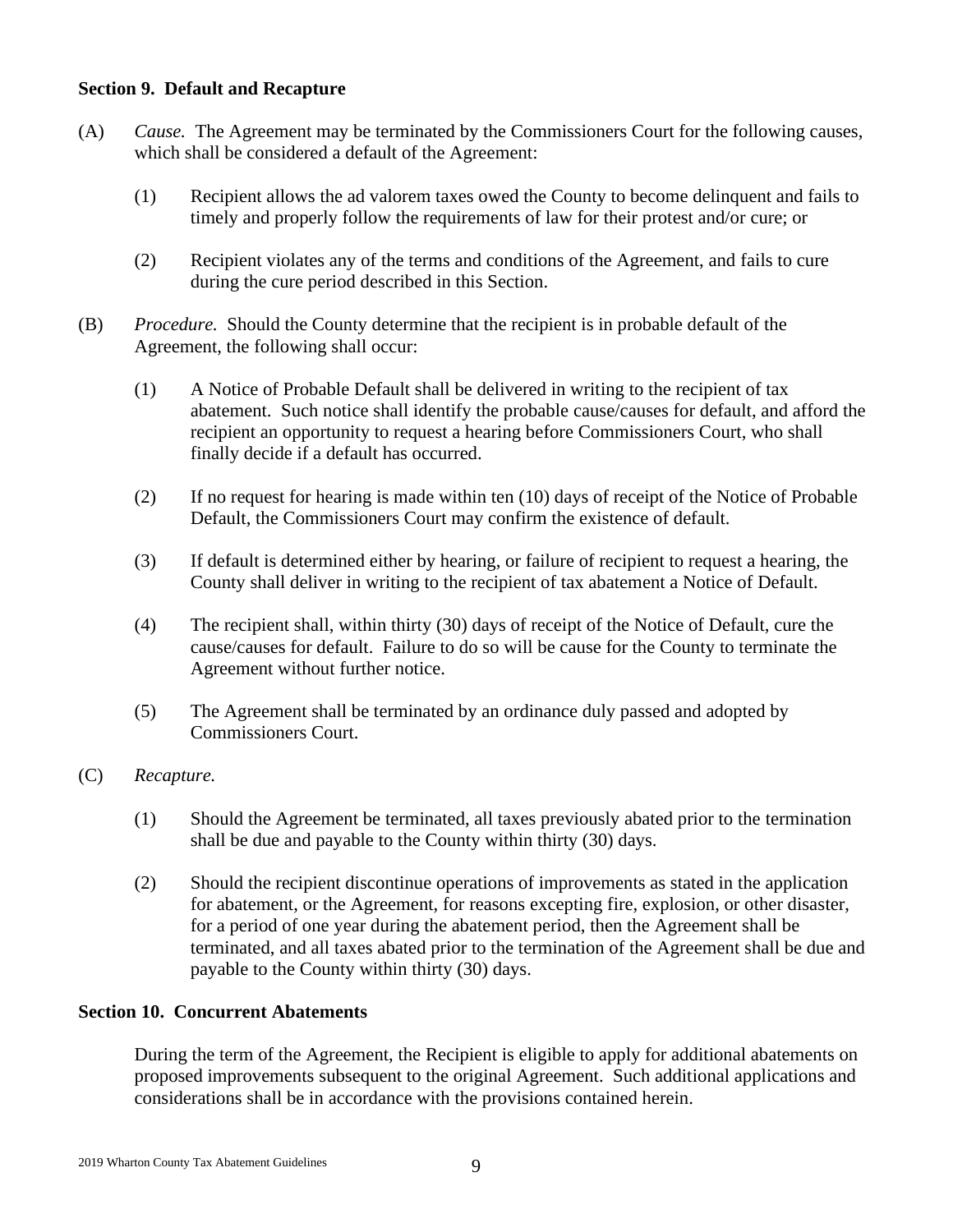**Section 9. Default and Recapture**

(A) *Cause.* The Agreement may be terminated by the Commissioners Court for the following causes, which shall be considered a default of the Agreement:

(1) Recipient allows the ad valorem taxes owed the County to become delinquent and fails to timely and properly follow the requirements of law for their protest and/or cure; or

(2) Recipient violates any of the terms and conditions of the Agreement, and fails to cure during the cure period described in this Section.

(B) *Procedure.* Should the County determine that the recipient is in probable default of the Agreement, the following shall occur:

(1) A Notice of Probable Default shall be delivered in writing to the recipient of tax abatement. Such notice shall identify the probable cause/causes for default, and afford the recipient an opportunity to request a hearing before Commissioners Court, who shall finally decide if a default has occurred.

(2) If no request for hearing is made within ten (10) days of receipt of the Notice of Probable Default, the Commissioners Court may confirm the existence of default.

(3) If default is determined either by hearing, or failure of recipient to request a hearing, the County shall deliver in writing to the recipient of tax abatement a Notice of Default.

(4) The recipient shall, within thirty (30) days of receipt of the Notice of Default, cure the cause/causes for default. Failure to do so will be cause for the County to terminate the Agreement without further notice.

(5) The Agreement shall be terminated by an ordinance duly passed and adopted by Commissioners Court.

(C) *Recapture.*

(1) Should the Agreement be terminated, all taxes previously abated prior to the termination shall be due and payable to the County within thirty (30) days.

(2) Should the recipient discontinue operations of improvements as stated in the application for abatement, or the Agreement, for reasons excepting fire, explosion, or other disaster, for a period of one year during the abatement period, then the Agreement shall be terminated, and all taxes abated prior to the termination of the Agreement shall be due and payable to the County within thirty (30) days.

**Section 10. Concurrent Abatements**

During the term of the Agreement, the Recipient is eligible to apply for additional abatements on proposed improvements subsequent to the original Agreement. Such additional applications and considerations shall be in accordance with the provisions contained herein.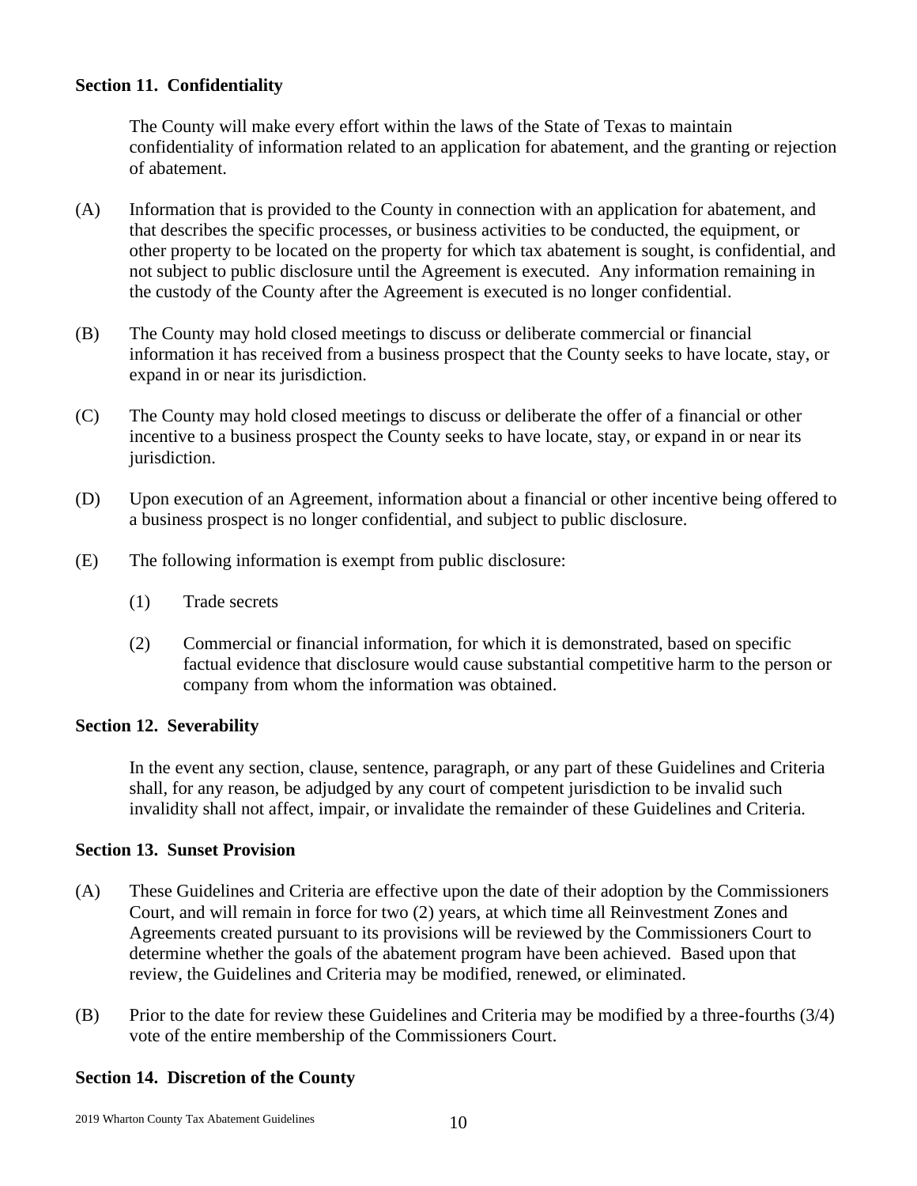**Section 11. Confidentiality**

The County will make every effort within the laws of the State of Texas to maintain confidentiality of information related to an application for abatement, and the granting or rejection of abatement.

(A) Information that is provided to the County in connection with an application for abatement, and that describes the specific processes, or business activities to be conducted, the equipment, or other property to be located on the property for which tax abatement is sought, is confidential, and not subject to public disclosure until the Agreement is executed. Any information remaining in the custody of the County after the Agreement is executed is no longer confidential.

(B) The County may hold closed meetings to discuss or deliberate commercial or financial information it has received from a business prospect that the County seeks to have locate, stay, or expand in or near its jurisdiction.

(C) The County may hold closed meetings to discuss or deliberate the offer of a financial or other incentive to a business prospect the County seeks to have locate, stay, or expand in or near its jurisdiction.

(D) Upon execution of an Agreement, information about a financial or other incentive being offered to a business prospect is no longer confidential, and subject to public disclosure.

(E) The following information is exempt from public disclosure:

(1) Trade secrets

(2) Commercial or financial information, for which it is demonstrated, based on specific factual evidence that disclosure would cause substantial competitive harm to the person or company from whom the information was obtained.

**Section 12. Severability**

In the event any section, clause, sentence, paragraph, or any part of these Guidelines and Criteria shall, for any reason, be adjudged by any court of competent jurisdiction to be invalid such invalidity shall not affect, impair, or invalidate the remainder of these Guidelines and Criteria.

**Section 13. Sunset Provision**

(A) These Guidelines and Criteria are effective upon the date of their adoption by the Commissioners Court, and will remain in force for two (2) years, at which time all Reinvestment Zones and Agreements created pursuant to its provisions will be reviewed by the Commissioners Court to determine whether the goals of the abatement program have been achieved. Based upon that review, the Guidelines and Criteria may be modified, renewed, or eliminated.

(B) Prior to the date for review these Guidelines and Criteria may be modified by a three-fourths (3/4) vote of the entire membership of the Commissioners Court.

**Section 14. Discretion of the County**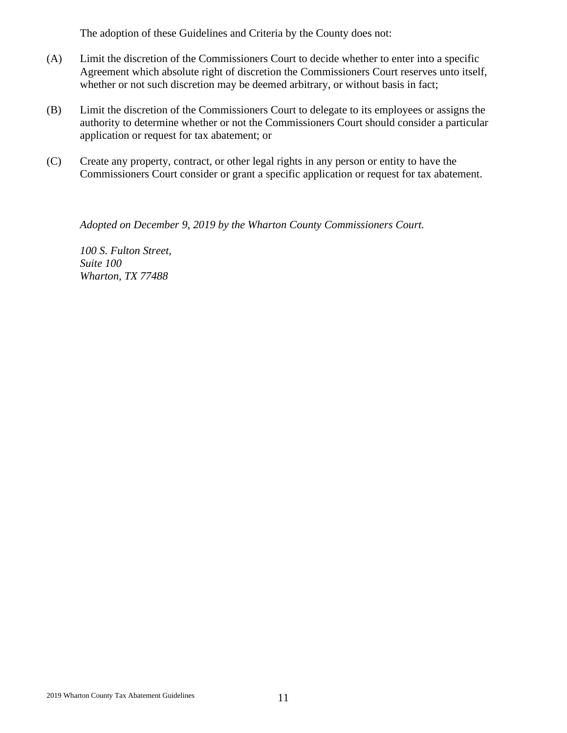The adoption of these Guidelines and Criteria by the County does not:

(A) Limit the discretion of the Commissioners Court to decide whether to enter into a specific Agreement which absolute right of discretion the Commissioners Court reserves unto itself, whether or not such discretion may be deemed arbitrary, or without basis in fact;

(B) Limit the discretion of the Commissioners Court to delegate to its employees or assigns the authority to determine whether or not the Commissioners Court should consider a particular application or request for tax abatement; or

(C) Create any property, contract, or other legal rights in any person or entity to have the Commissioners Court consider or grant a specific application or request for tax abatement.

*Adopted on December 9, 2019 by the Wharton County Commissioners Court.*

*100 S. Fulton Street,*
*Suite 100*
*Wharton, TX 77488*